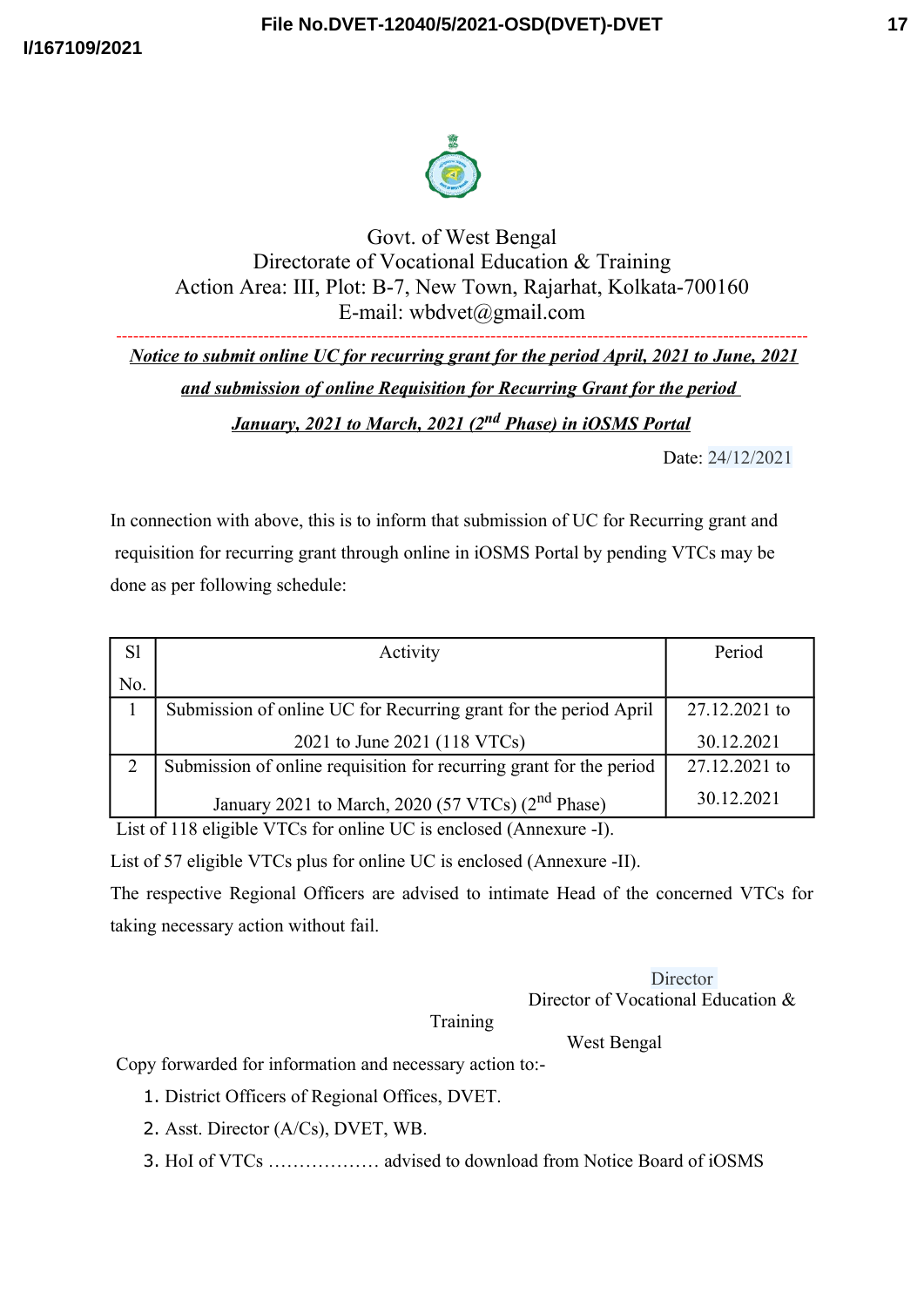Govt. of West Bengal
Directorate of Vocational Education & Training
Action Area: III, Plot: B-7, New Town, Rajarhat, Kolkata-700160
E-mail: wbdvet@gmail.com

***Notice to submit online UC for recurring grant for the period April, 2021 to June, 2021 and submission of online Requisition for Recurring Grant for the period January, 2021 to March, 2021 (2nd Phase) in iOSMS Portal***

Date: 24/12/2021

In connection with above, this is to inform that submission of UC for Recurring grant and requisition for recurring grant through online in iOSMS Portal by pending VTCs may be done as per following schedule:

| Sl No. | Activity | Period |
|---|---|---|
| 1 | Submission of online UC for Recurring grant for the period April 2021 to June 2021 (118 VTCs) | 27.12.2021 to 30.12.2021 |
| 2 | Submission of online requisition for recurring grant for the period January 2021 to March, 2020 (57 VTCs) (2nd Phase) | 27.12.2021 to 30.12.2021 |

List of 118 eligible VTCs for online UC is enclosed (Annexure -I).

List of 57 eligible VTCs plus for online UC is enclosed (Annexure -II).

The respective Regional Officers are advised to intimate Head of the concerned VTCs for taking necessary action without fail.

Director
Director of Vocational Education & Training
West Bengal

Copy forwarded for information and necessary action to:-

1. District Officers of Regional Offices, DVET.
2. Asst. Director (A/Cs), DVET, WB.
3. HoI of VTCs ……………… advised to download from Notice Board of iOSMS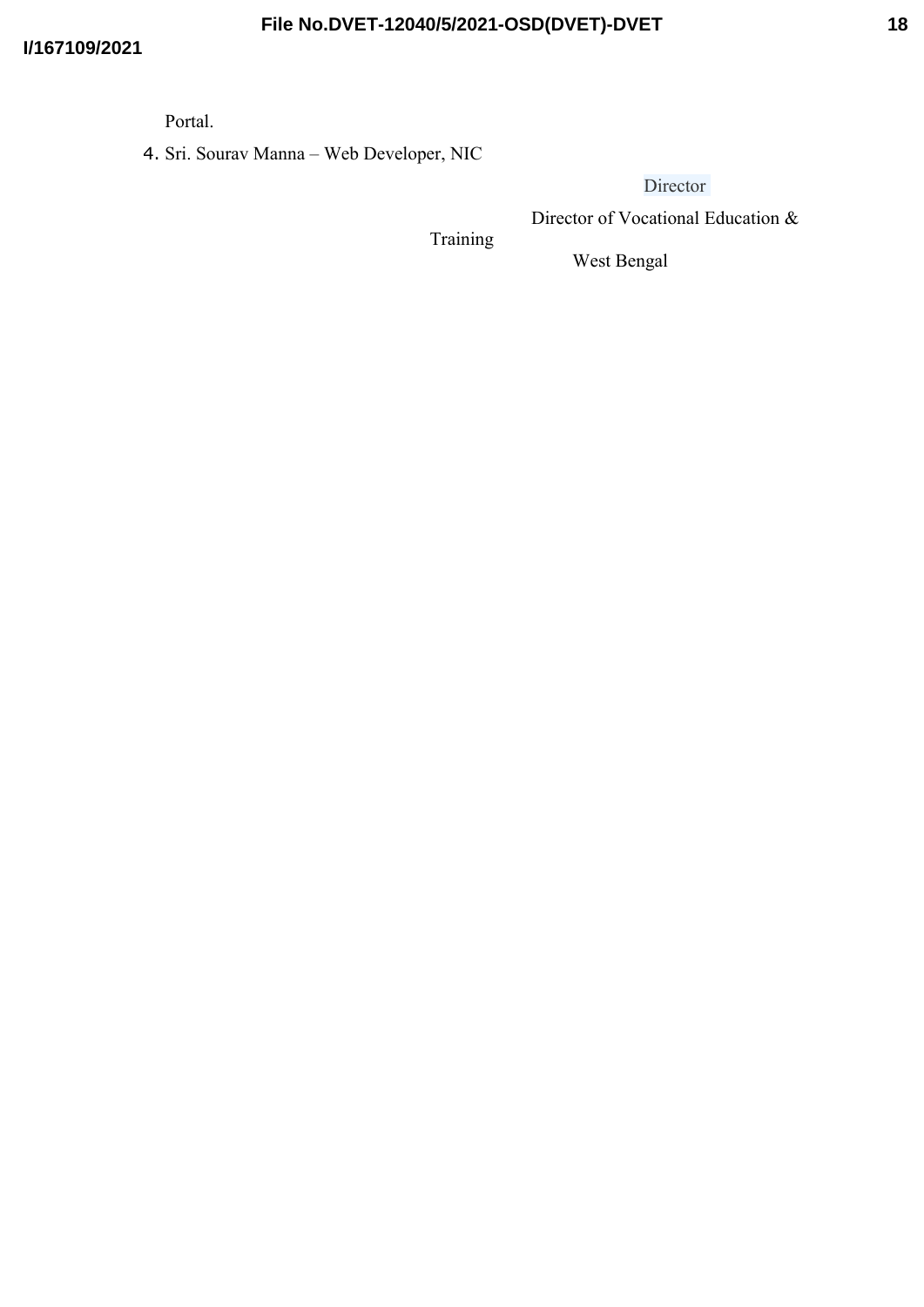Portal.

4. Sri. Sourav Manna – Web Developer, NIC

Director

Director of Vocational Education & Training

West Bengal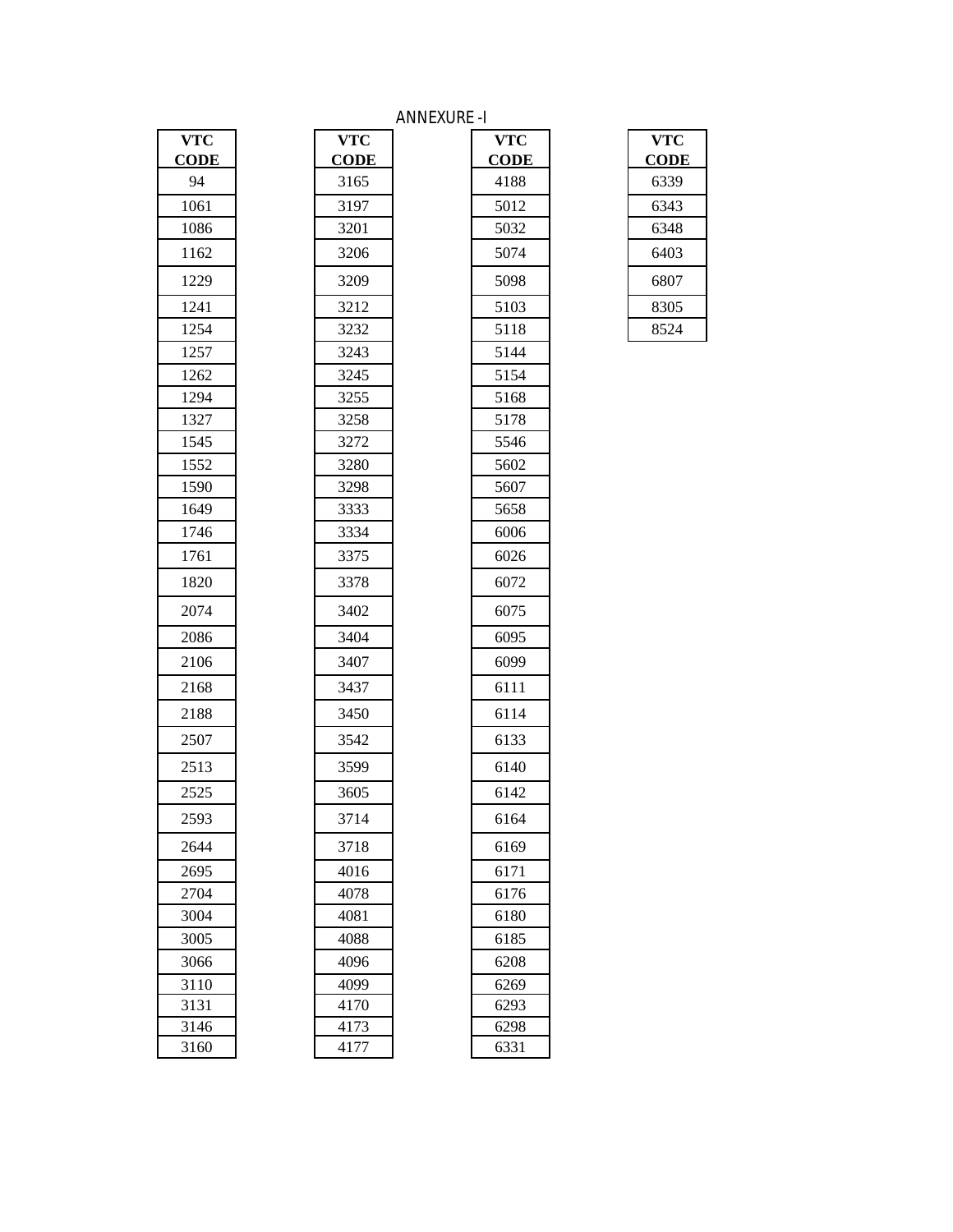ANNEXURE -I

| VTC CODE |
|---|
| 94 |
| 1061 |
| 1086 |
| 1162 |
| 1229 |
| 1241 |
| 1254 |
| 1257 |
| 1262 |
| 1294 |
| 1327 |
| 1545 |
| 1552 |
| 1590 |
| 1649 |
| 1746 |
| 1761 |
| 1820 |
| 2074 |
| 2086 |
| 2106 |
| 2168 |
| 2188 |
| 2507 |
| 2513 |
| 2525 |
| 2593 |
| 2644 |
| 2695 |
| 2704 |
| 3004 |
| 3005 |
| 3066 |
| 3110 |
| 3131 |
| 3146 |
| 3160 |

| VTC CODE |
|---|
| 3165 |
| 3197 |
| 3201 |
| 3206 |
| 3209 |
| 3212 |
| 3232 |
| 3243 |
| 3245 |
| 3255 |
| 3258 |
| 3272 |
| 3280 |
| 3298 |
| 3333 |
| 3334 |
| 3375 |
| 3378 |
| 3402 |
| 3404 |
| 3407 |
| 3437 |
| 3450 |
| 3542 |
| 3599 |
| 3605 |
| 3714 |
| 3718 |
| 4016 |
| 4078 |
| 4081 |
| 4088 |
| 4096 |
| 4099 |
| 4170 |
| 4173 |
| 4177 |

| VTC CODE |
|---|
| 4188 |
| 5012 |
| 5032 |
| 5074 |
| 5098 |
| 5103 |
| 5118 |
| 5144 |
| 5154 |
| 5168 |
| 5178 |
| 5546 |
| 5602 |
| 5607 |
| 5658 |
| 6006 |
| 6026 |
| 6072 |
| 6075 |
| 6095 |
| 6099 |
| 6111 |
| 6114 |
| 6133 |
| 6140 |
| 6142 |
| 6164 |
| 6169 |
| 6171 |
| 6176 |
| 6180 |
| 6185 |
| 6208 |
| 6269 |
| 6293 |
| 6298 |
| 6331 |

| VTC CODE |
|---|
| 6339 |
| 6343 |
| 6348 |
| 6403 |
| 6807 |
| 8305 |
| 8524 |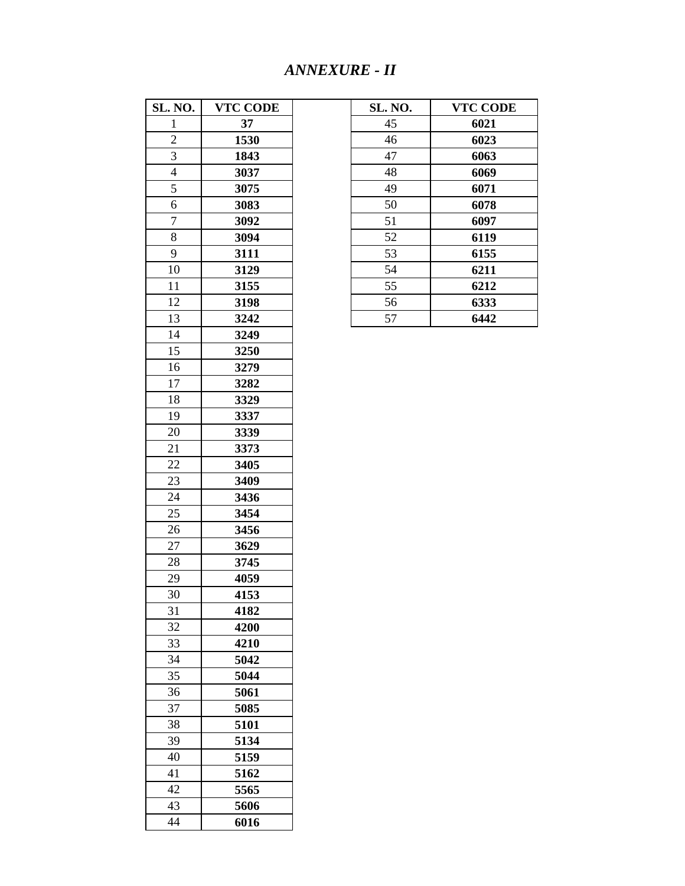## *ANNEXURE - II*

| SL. NO. | VTC CODE |
|---|---|
| 1 | **37** |
| 2 | **1530** |
| 3 | **1843** |
| 4 | **3037** |
| 5 | **3075** |
| 6 | **3083** |
| 7 | **3092** |
| 8 | **3094** |
| 9 | **3111** |
| 10 | **3129** |
| 11 | **3155** |
| 12 | **3198** |
| 13 | **3242** |
| 14 | **3249** |
| 15 | **3250** |
| 16 | **3279** |
| 17 | **3282** |
| 18 | **3329** |
| 19 | **3337** |
| 20 | **3339** |
| 21 | **3373** |
| 22 | **3405** |
| 23 | **3409** |
| 24 | **3436** |
| 25 | **3454** |
| 26 | **3456** |
| 27 | **3629** |
| 28 | **3745** |
| 29 | **4059** |
| 30 | **4153** |
| 31 | **4182** |
| 32 | **4200** |
| 33 | **4210** |
| 34 | **5042** |
| 35 | **5044** |
| 36 | **5061** |
| 37 | **5085** |
| 38 | **5101** |
| 39 | **5134** |
| 40 | **5159** |
| 41 | **5162** |
| 42 | **5565** |
| 43 | **5606** |
| 44 | **6016** |
| 45 | **6021** |
| 46 | **6023** |
| 47 | **6063** |
| 48 | **6069** |
| 49 | **6071** |
| 50 | **6078** |
| 51 | **6097** |
| 52 | **6119** |
| 53 | **6155** |
| 54 | **6211** |
| 55 | **6212** |
| 56 | **6333** |
| 57 | **6442** |